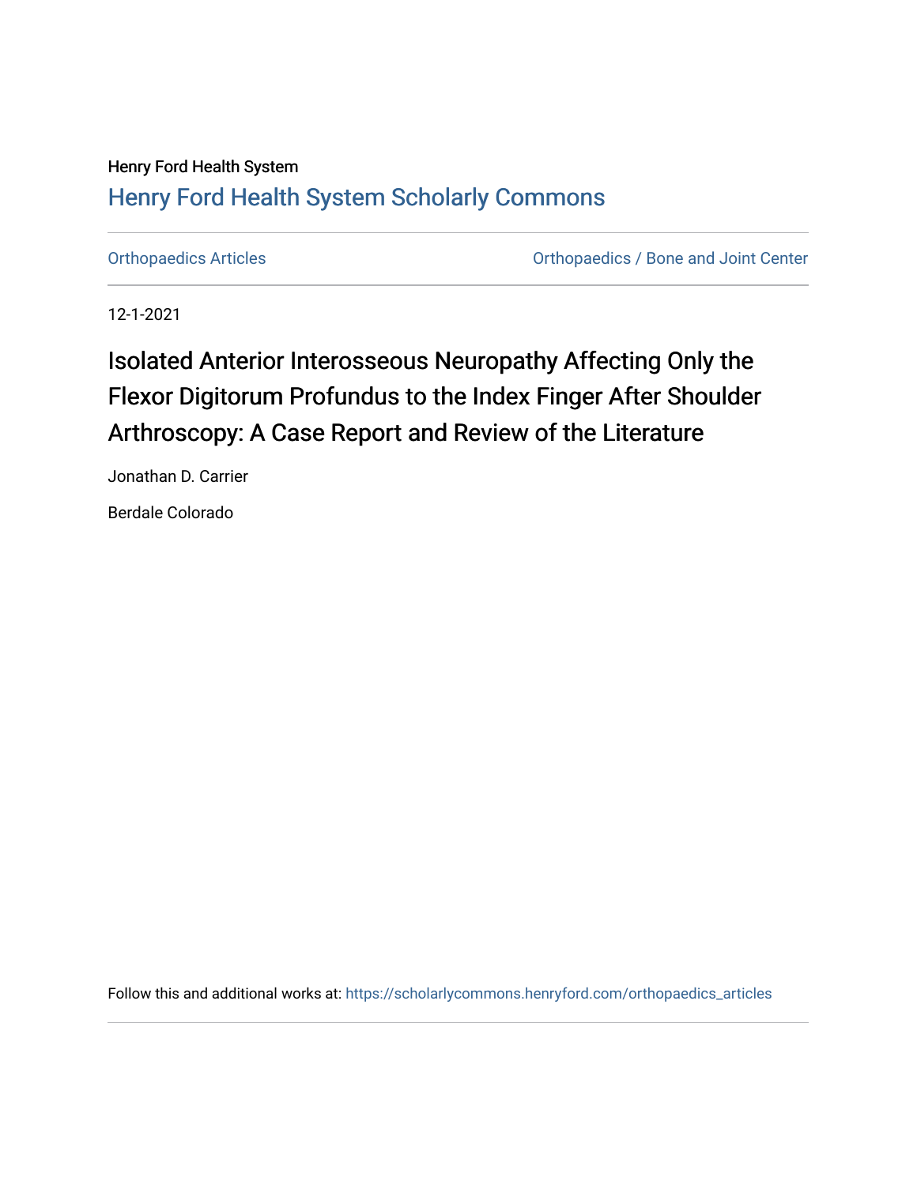Henry Ford Health System

## Henry Ford Health System Scholarly Commons

Orthopaedics Articles | Orthopaedics / Bone and Joint Center

12-1-2021

# Isolated Anterior Interosseous Neuropathy Affecting Only the Flexor Digitorum Profundus to the Index Finger After Shoulder Arthroscopy: A Case Report and Review of the Literature

Jonathan D. Carrier

Berdale Colorado

Follow this and additional works at: https://scholarlycommons.henryford.com/orthopaedics_articles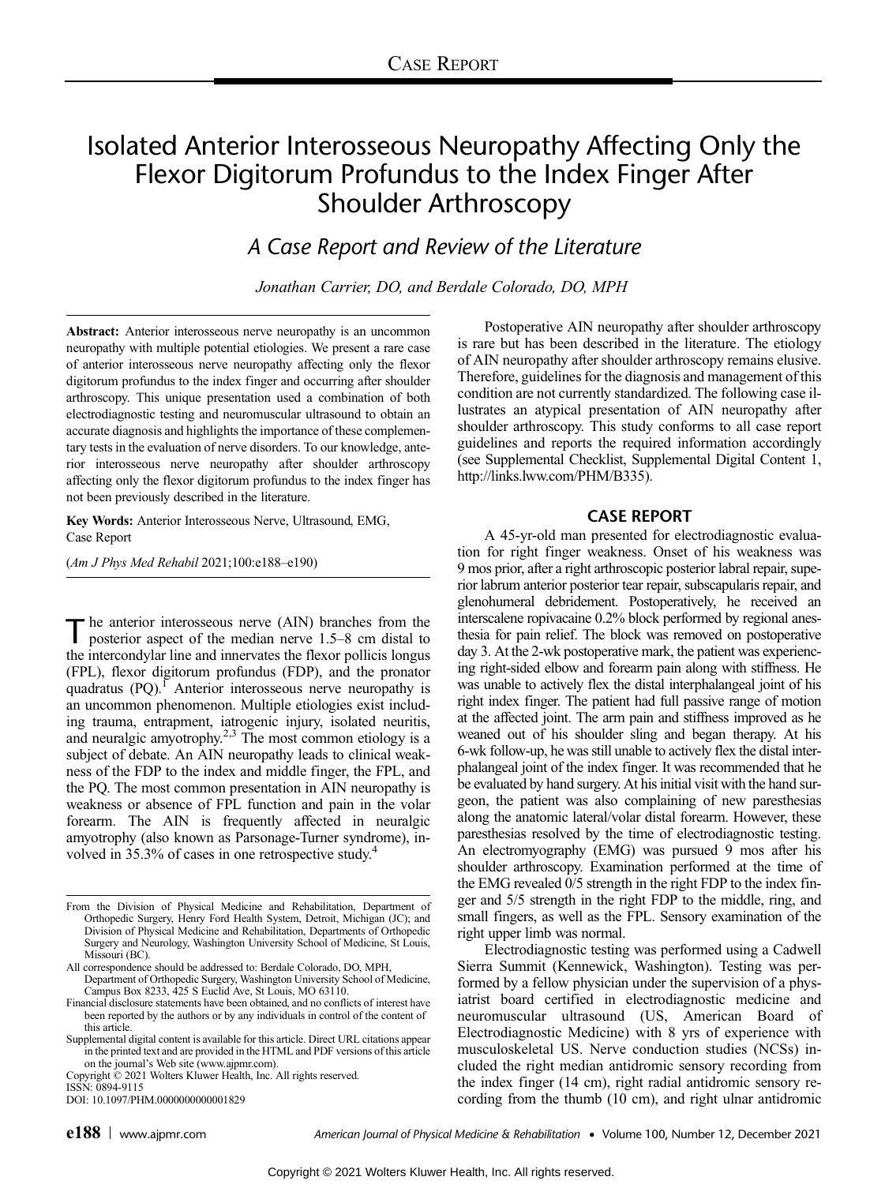CASE REPORT

# Isolated Anterior Interosseous Neuropathy Affecting Only the Flexor Digitorum Profundus to the Index Finger After Shoulder Arthroscopy

## *A Case Report and Review of the Literature*

*Jonathan Carrier, DO, and Berdale Colorado, DO, MPH*

**Abstract:** Anterior interosseous nerve neuropathy is an uncommon neuropathy with multiple potential etiologies. We present a rare case of anterior interosseous nerve neuropathy affecting only the flexor digitorum profundus to the index finger and occurring after shoulder arthroscopy. This unique presentation used a combination of both electrodiagnostic testing and neuromuscular ultrasound to obtain an accurate diagnosis and highlights the importance of these complementary tests in the evaluation of nerve disorders. To our knowledge, anterior interosseous nerve neuropathy after shoulder arthroscopy affecting only the flexor digitorum profundus to the index finger has not been previously described in the literature.

**Key Words:** Anterior Interosseous Nerve, Ultrasound, EMG, Case Report

(*Am J Phys Med Rehabil* 2021;100:e188–e190)

The anterior interosseous nerve (AIN) branches from the posterior aspect of the median nerve 1.5–8 cm distal to the intercondylar line and innervates the flexor pollicis longus (FPL), flexor digitorum profundus (FDP), and the pronator quadratus (PQ).[1] Anterior interosseous nerve neuropathy is an uncommon phenomenon. Multiple etiologies exist including trauma, entrapment, iatrogenic injury, isolated neuritis, and neuralgic amyotrophy.[2,3] The most common etiology is a subject of debate. An AIN neuropathy leads to clinical weakness of the FDP to the index and middle finger, the FPL, and the PQ. The most common presentation in AIN neuropathy is weakness or absence of FPL function and pain in the volar forearm. The AIN is frequently affected in neuralgic amyotrophy (also known as Parsonage-Turner syndrome), involved in 35.3% of cases in one retrospective study.[4]

From the Division of Physical Medicine and Rehabilitation, Department of Orthopedic Surgery, Henry Ford Health System, Detroit, Michigan (JC); and Division of Physical Medicine and Rehabilitation, Departments of Orthopedic Surgery and Neurology, Washington University School of Medicine, St Louis, Missouri (BC).

All correspondence should be addressed to: Berdale Colorado, DO, MPH, Department of Orthopedic Surgery, Washington University School of Medicine, Campus Box 8233, 425 S Euclid Ave, St Louis, MO 63110.

Financial disclosure statements have been obtained, and no conflicts of interest have been reported by the authors or by any individuals in control of the content of this article.

Supplemental digital content is available for this article. Direct URL citations appear in the printed text and are provided in the HTML and PDF versions of this article on the journal's Web site (www.ajpmr.com).

Copyright © 2021 Wolters Kluwer Health, Inc. All rights reserved.

ISSN: 0894-9115

DOI: 10.1097/PHM.0000000000001829

Postoperative AIN neuropathy after shoulder arthroscopy is rare but has been described in the literature. The etiology of AIN neuropathy after shoulder arthroscopy remains elusive. Therefore, guidelines for the diagnosis and management of this condition are not currently standardized. The following case illustrates an atypical presentation of AIN neuropathy after shoulder arthroscopy. This study conforms to all case report guidelines and reports the required information accordingly (see Supplemental Checklist, Supplemental Digital Content 1, http://links.lww.com/PHM/B335).

## CASE REPORT

A 45-yr-old man presented for electrodiagnostic evaluation for right finger weakness. Onset of his weakness was 9 mos prior, after a right arthroscopic posterior labral repair, superior labrum anterior posterior tear repair, subscapularis repair, and glenohumeral debridement. Postoperatively, he received an interscalene ropivacaine 0.2% block performed by regional anesthesia for pain relief. The block was removed on postoperative day 3. At the 2-wk postoperative mark, the patient was experiencing right-sided elbow and forearm pain along with stiffness. He was unable to actively flex the distal interphalangeal joint of his right index finger. The patient had full passive range of motion at the affected joint. The arm pain and stiffness improved as he weaned out of his shoulder sling and began therapy. At his 6-wk follow-up, he was still unable to actively flex the distal interphalangeal joint of the index finger. It was recommended that he be evaluated by hand surgery. At his initial visit with the hand surgeon, the patient was also complaining of new paresthesias along the anatomic lateral/volar distal forearm. However, these paresthesias resolved by the time of electrodiagnostic testing. An electromyography (EMG) was pursued 9 mos after his shoulder arthroscopy. Examination performed at the time of the EMG revealed 0/5 strength in the right FDP to the index finger and 5/5 strength in the right FDP to the middle, ring, and small fingers, as well as the FPL. Sensory examination of the right upper limb was normal.

Electrodiagnostic testing was performed using a Cadwell Sierra Summit (Kennewick, Washington). Testing was performed by a fellow physician under the supervision of a physiatrist board certified in electrodiagnostic medicine and neuromuscular ultrasound (US, American Board of Electrodiagnostic Medicine) with 8 yrs of experience with musculoskeletal US. Nerve conduction studies (NCSs) included the right median antidromic sensory recording from the index finger (14 cm), right radial antidromic sensory recording from the thumb (10 cm), and right ulnar antidromic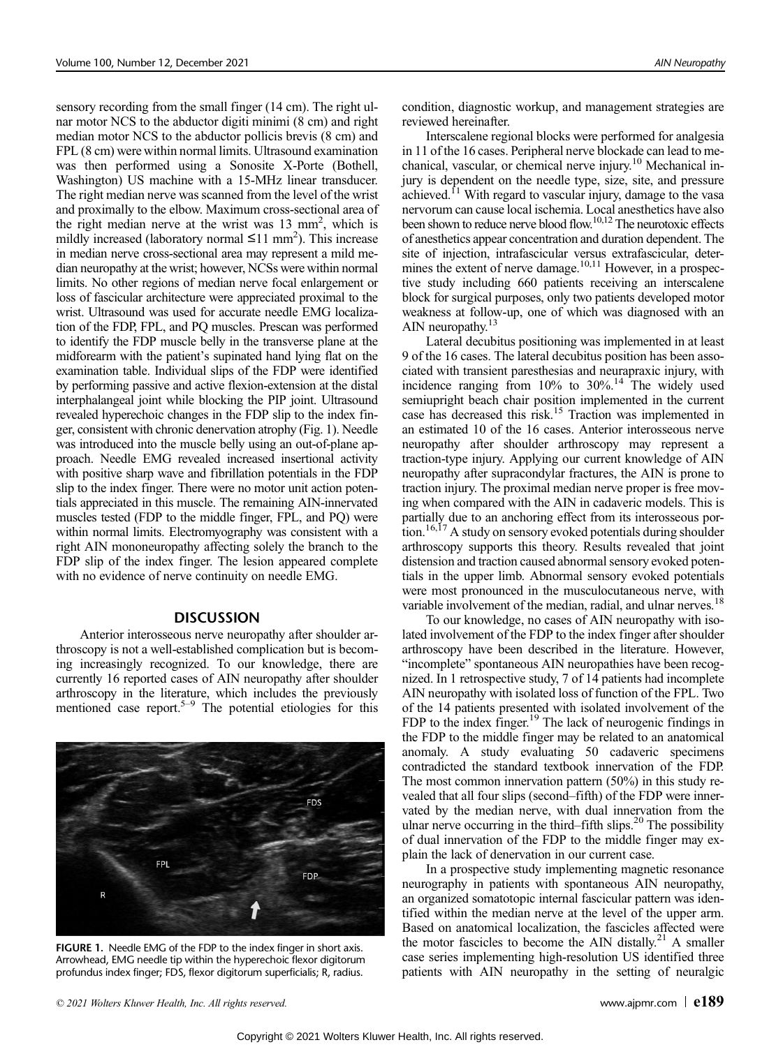sensory recording from the small finger (14 cm). The right ulnar motor NCS to the abductor digiti minimi (8 cm) and right median motor NCS to the abductor pollicis brevis (8 cm) and FPL (8 cm) were within normal limits. Ultrasound examination was then performed using a Sonosite X-Porte (Bothell, Washington) US machine with a 15-MHz linear transducer. The right median nerve was scanned from the level of the wrist and proximally to the elbow. Maximum cross-sectional area of the right median nerve at the wrist was 13 $mm^2$, which is mildly increased (laboratory normal ≤11 $mm^2$). This increase in median nerve cross-sectional area may represent a mild median neuropathy at the wrist; however, NCSs were within normal limits. No other regions of median nerve focal enlargement or loss of fascicular architecture were appreciated proximal to the wrist. Ultrasound was used for accurate needle EMG localization of the FDP, FPL, and PQ muscles. Prescan was performed to identify the FDP muscle belly in the transverse plane at the midforearm with the patient's supinated hand lying flat on the examination table. Individual slips of the FDP were identified by performing passive and active flexion-extension at the distal interphalangeal joint while blocking the PIP joint. Ultrasound revealed hyperechoic changes in the FDP slip to the index finger, consistent with chronic denervation atrophy (Fig. 1). Needle was introduced into the muscle belly using an out-of-plane approach. Needle EMG revealed increased insertional activity with positive sharp wave and fibrillation potentials in the FDP slip to the index finger. There were no motor unit action potentials appreciated in this muscle. The remaining AIN-innervated muscles tested (FDP to the middle finger, FPL, and PQ) were within normal limits. Electromyography was consistent with a right AIN mononeuropathy affecting solely the branch to the FDP slip of the index finger. The lesion appeared complete with no evidence of nerve continuity on needle EMG.

## DISCUSSION

Anterior interosseous nerve neuropathy after shoulder arthroscopy is not a well-established complication but is becoming increasingly recognized. To our knowledge, there are currently 16 reported cases of AIN neuropathy after shoulder arthroscopy in the literature, which includes the previously mentioned case report.[5–9] The potential etiologies for this condition, diagnostic workup, and management strategies are reviewed hereinafter.

FIGURE 1. Needle EMG of the FDP to the index finger in short axis. Arrowhead, EMG needle tip within the hyperechoic flexor digitorum profundus index finger; FDS, flexor digitorum superficialis; R, radius.

Interscalene regional blocks were performed for analgesia in 11 of the 16 cases. Peripheral nerve blockade can lead to mechanical, vascular, or chemical nerve injury.[10] Mechanical injury is dependent on the needle type, size, site, and pressure achieved.[11] With regard to vascular injury, damage to the vasa nervorum can cause local ischemia. Local anesthetics have also been shown to reduce nerve blood flow.[10,12] The neurotoxic effects of anesthetics appear concentration and duration dependent. The site of injection, intrafascicular versus extrafascicular, determines the extent of nerve damage.[10,11] However, in a prospective study including 660 patients receiving an interscalene block for surgical purposes, only two patients developed motor weakness at follow-up, one of which was diagnosed with an AIN neuropathy.[13]

Lateral decubitus positioning was implemented in at least 9 of the 16 cases. The lateral decubitus position has been associated with transient paresthesias and neurapraxic injury, with incidence ranging from 10% to 30%.[14] The widely used semiupright beach chair position implemented in the current case has decreased this risk.[15] Traction was implemented in an estimated 10 of the 16 cases. Anterior interosseous nerve neuropathy after shoulder arthroscopy may represent a traction-type injury. Applying our current knowledge of AIN neuropathy after supracondylar fractures, the AIN is prone to traction injury. The proximal median nerve proper is free moving when compared with the AIN in cadaveric models. This is partially due to an anchoring effect from its interosseous portion.[16,17] A study on sensory evoked potentials during shoulder arthroscopy supports this theory. Results revealed that joint distension and traction caused abnormal sensory evoked potentials in the upper limb. Abnormal sensory evoked potentials were most pronounced in the musculocutaneous nerve, with variable involvement of the median, radial, and ulnar nerves.[18]

To our knowledge, no cases of AIN neuropathy with isolated involvement of the FDP to the index finger after shoulder arthroscopy have been described in the literature. However, "incomplete" spontaneous AIN neuropathies have been recognized. In 1 retrospective study, 7 of 14 patients had incomplete AIN neuropathy with isolated loss of function of the FPL. Two of the 14 patients presented with isolated involvement of the FDP to the index finger.[19] The lack of neurogenic findings in the FDP to the middle finger may be related to an anatomical anomaly. A study evaluating 50 cadaveric specimens contradicted the standard textbook innervation of the FDP. The most common innervation pattern (50%) in this study revealed that all four slips (second–fifth) of the FDP were innervated by the median nerve, with dual innervation from the ulnar nerve occurring in the third–fifth slips.[20] The possibility of dual innervation of the FDP to the middle finger may explain the lack of denervation in our current case.

In a prospective study implementing magnetic resonance neurography in patients with spontaneous AIN neuropathy, an organized somatotopic internal fascicular pattern was identified within the median nerve at the level of the upper arm. Based on anatomical localization, the fascicles affected were the motor fascicles to become the AIN distally.[21] A smaller case series implementing high-resolution US identified three patients with AIN neuropathy in the setting of neuralgic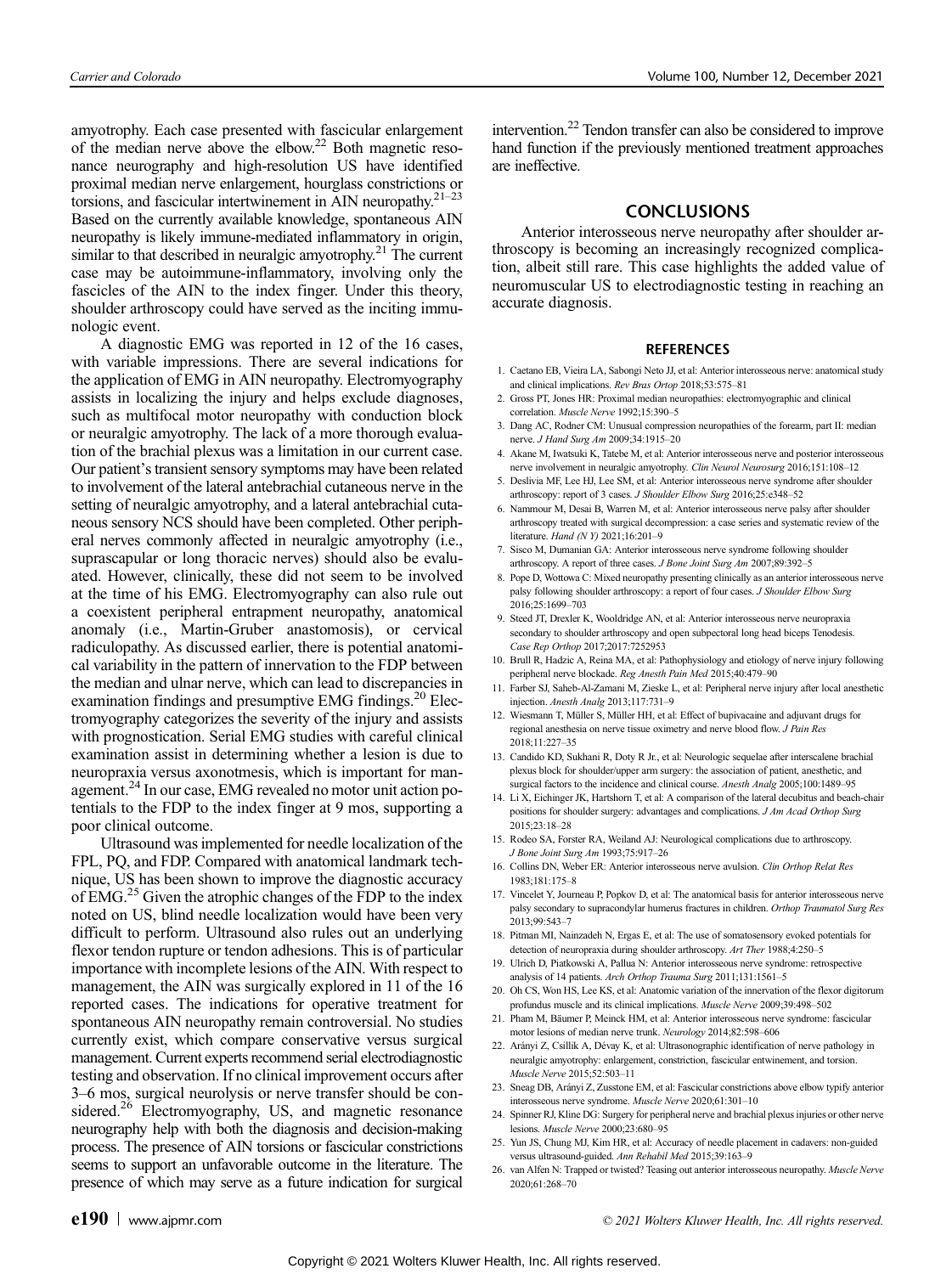amyotrophy. Each case presented with fascicular enlargement of the median nerve above the elbow.[22] Both magnetic resonance neurography and high-resolution US have identified proximal median nerve enlargement, hourglass constrictions or torsions, and fascicular intertwinement in AIN neuropathy.[21–23] Based on the currently available knowledge, spontaneous AIN neuropathy is likely immune-mediated inflammatory in origin, similar to that described in neuralgic amyotrophy.[21] The current case may be autoimmune-inflammatory, involving only the fascicles of the AIN to the index finger. Under this theory, shoulder arthroscopy could have served as the inciting immunologic event.

A diagnostic EMG was reported in 12 of the 16 cases, with variable impressions. There are several indications for the application of EMG in AIN neuropathy. Electromyography assists in localizing the injury and helps exclude diagnoses, such as multifocal motor neuropathy with conduction block or neuralgic amyotrophy. The lack of a more thorough evaluation of the brachial plexus was a limitation in our current case. Our patient's transient sensory symptoms may have been related to involvement of the lateral antebrachial cutaneous nerve in the setting of neuralgic amyotrophy, and a lateral antebrachial cutaneous sensory NCS should have been completed. Other peripheral nerves commonly affected in neuralgic amyotrophy (i.e., suprascapular or long thoracic nerves) should also be evaluated. However, clinically, these did not seem to be involved at the time of his EMG. Electromyography can also rule out a coexistent peripheral entrapment neuropathy, anatomical anomaly (i.e., Martin-Gruber anastomosis), or cervical radiculopathy. As discussed earlier, there is potential anatomical variability in the pattern of innervation to the FDP between the median and ulnar nerve, which can lead to discrepancies in examination findings and presumptive EMG findings.[20] Electromyography categorizes the severity of the injury and assists with prognostication. Serial EMG studies with careful clinical examination assist in determining whether a lesion is due to neuropraxia versus axonotmesis, which is important for management.[24] In our case, EMG revealed no motor unit action potentials to the FDP to the index finger at 9 mos, supporting a poor clinical outcome.

Ultrasound was implemented for needle localization of the FPL, PQ, and FDP. Compared with anatomical landmark technique, US has been shown to improve the diagnostic accuracy of EMG.[25] Given the atrophic changes of the FDP to the index noted on US, blind needle localization would have been very difficult to perform. Ultrasound also rules out an underlying flexor tendon rupture or tendon adhesions. This is of particular importance with incomplete lesions of the AIN. With respect to management, the AIN was surgically explored in 11 of the 16 reported cases. The indications for operative treatment for spontaneous AIN neuropathy remain controversial. No studies currently exist, which compare conservative versus surgical management. Current experts recommend serial electrodiagnostic testing and observation. If no clinical improvement occurs after 3–6 mos, surgical neurolysis or nerve transfer should be considered.[26] Electromyography, US, and magnetic resonance neurography help with both the diagnosis and decision-making process. The presence of AIN torsions or fascicular constrictions seems to support an unfavorable outcome in the literature. The presence of which may serve as a future indication for surgical intervention.[22] Tendon transfer can also be considered to improve hand function if the previously mentioned treatment approaches are ineffective.

## CONCLUSIONS

Anterior interosseous nerve neuropathy after shoulder arthroscopy is becoming an increasingly recognized complication, albeit still rare. This case highlights the added value of neuromuscular US to electrodiagnostic testing in reaching an accurate diagnosis.

## REFERENCES

1. Caetano EB, Vieira LA, Sabongi Neto JJ, et al: Anterior interosseous nerve: anatomical study and clinical implications. *Rev Bras Ortop* 2018;53:575–81
2. Gross PT, Jones HR: Proximal median neuropathies: electromyographic and clinical correlation. *Muscle Nerve* 1992;15:390–5
3. Dang AC, Rodner CM: Unusual compression neuropathies of the forearm, part II: median nerve. *J Hand Surg Am* 2009;34:1915–20
4. Akane M, Iwatsuki K, Tatebe M, et al: Anterior interosseous nerve and posterior interosseous nerve involvement in neuralgic amyotrophy. *Clin Neurol Neurosurg* 2016;151:108–12
5. Deslivia MF, Lee HJ, Lee SM, et al: Anterior interosseous nerve syndrome after shoulder arthroscopy: report of 3 cases. *J Shoulder Elbow Surg* 2016;25:e348–52
6. Nammour M, Desai B, Warren M, et al: Anterior interosseous nerve palsy after shoulder arthroscopy treated with surgical decompression: a case series and systematic review of the literature. *Hand (N Y)* 2021;16:201–9
7. Sisco M, Dumanian GA: Anterior interosseous nerve syndrome following shoulder arthroscopy. A report of three cases. *J Bone Joint Surg Am* 2007;89:392–5
8. Pope D, Wottowa C: Mixed neuropathy presenting clinically as an anterior interosseous nerve palsy following shoulder arthroscopy: a report of four cases. *J Shoulder Elbow Surg* 2016;25:1699–703
9. Steed JT, Drexler K, Wooldridge AN, et al: Anterior interosseous nerve neuropraxia secondary to shoulder arthroscopy and open subpectoral long head biceps Tenodesis. *Case Rep Orthop* 2017;2017:7252953
10. Brull R, Hadzic A, Reina MA, et al: Pathophysiology and etiology of nerve injury following peripheral nerve blockade. *Reg Anesth Pain Med* 2015;40:479–90
11. Farber SJ, Saheb-Al-Zamani M, Zieske L, et al: Peripheral nerve injury after local anesthetic injection. *Anesth Analg* 2013;117:731–9
12. Wiesmann T, Müller S, Müller HH, et al: Effect of bupivacaine and adjuvant drugs for regional anesthesia on nerve tissue oximetry and nerve blood flow. *J Pain Res* 2018;11:227–35
13. Candido KD, Sukhani R, Doty R Jr., et al: Neurologic sequelae after interscalene brachial plexus block for shoulder/upper arm surgery: the association of patient, anesthetic, and surgical factors to the incidence and clinical course. *Anesth Analg* 2005;100:1489–95
14. Li X, Eichinger JK, Hartshorn T, et al: A comparison of the lateral decubitus and beach-chair positions for shoulder surgery: advantages and complications. *J Am Acad Orthop Surg* 2015;23:18–28
15. Rodeo SA, Forster RA, Weiland AJ: Neurological complications due to arthroscopy. *J Bone Joint Surg Am* 1993;75:917–26
16. Collins DN, Weber ER: Anterior interosseous nerve avulsion. *Clin Orthop Relat Res* 1983;181:175–8
17. Vincelet Y, Journeau P, Popkov D, et al: The anatomical basis for anterior interosseous nerve palsy secondary to supracondylar humerus fractures in children. *Orthop Traumatol Surg Res* 2013;99:543–7
18. Pitman MI, Nainzadeh N, Ergas E, et al: The use of somatosensory evoked potentials for detection of neuropraxia during shoulder arthroscopy. *Art Ther* 1988;4:250–5
19. Ulrich D, Piatkowski A, Pallua N: Anterior interosseous nerve syndrome: retrospective analysis of 14 patients. *Arch Orthop Trauma Surg* 2011;131:1561–5
20. Oh CS, Won HS, Lee KS, et al: Anatomic variation of the innervation of the flexor digitorum profundus muscle and its clinical implications. *Muscle Nerve* 2009;39:498–502
21. Pham M, Bäumer P, Meinck HM, et al: Anterior interosseous nerve syndrome: fascicular motor lesions of median nerve trunk. *Neurology* 2014;82:598–606
22. Arányi Z, Csillik A, Dévay K, et al: Ultrasonographic identification of nerve pathology in neuralgic amyotrophy: enlargement, constriction, fascicular entwinement, and torsion. *Muscle Nerve* 2015;52:503–11
23. Sneag DB, Arányi Z, Zusstone EM, et al: Fascicular constrictions above elbow typify anterior interosseous nerve syndrome. *Muscle Nerve* 2020;61:301–10
24. Spinner RJ, Kline DG: Surgery for peripheral nerve and brachial plexus injuries or other nerve lesions. *Muscle Nerve* 2000;23:680–95
25. Yun JS, Chung MJ, Kim HR, et al: Accuracy of needle placement in cadavers: non-guided versus ultrasound-guided. *Ann Rehabil Med* 2015;39:163–9
26. van Alfen N: Trapped or twisted? Teasing out anterior interosseous neuropathy. *Muscle Nerve* 2020;61:268–70